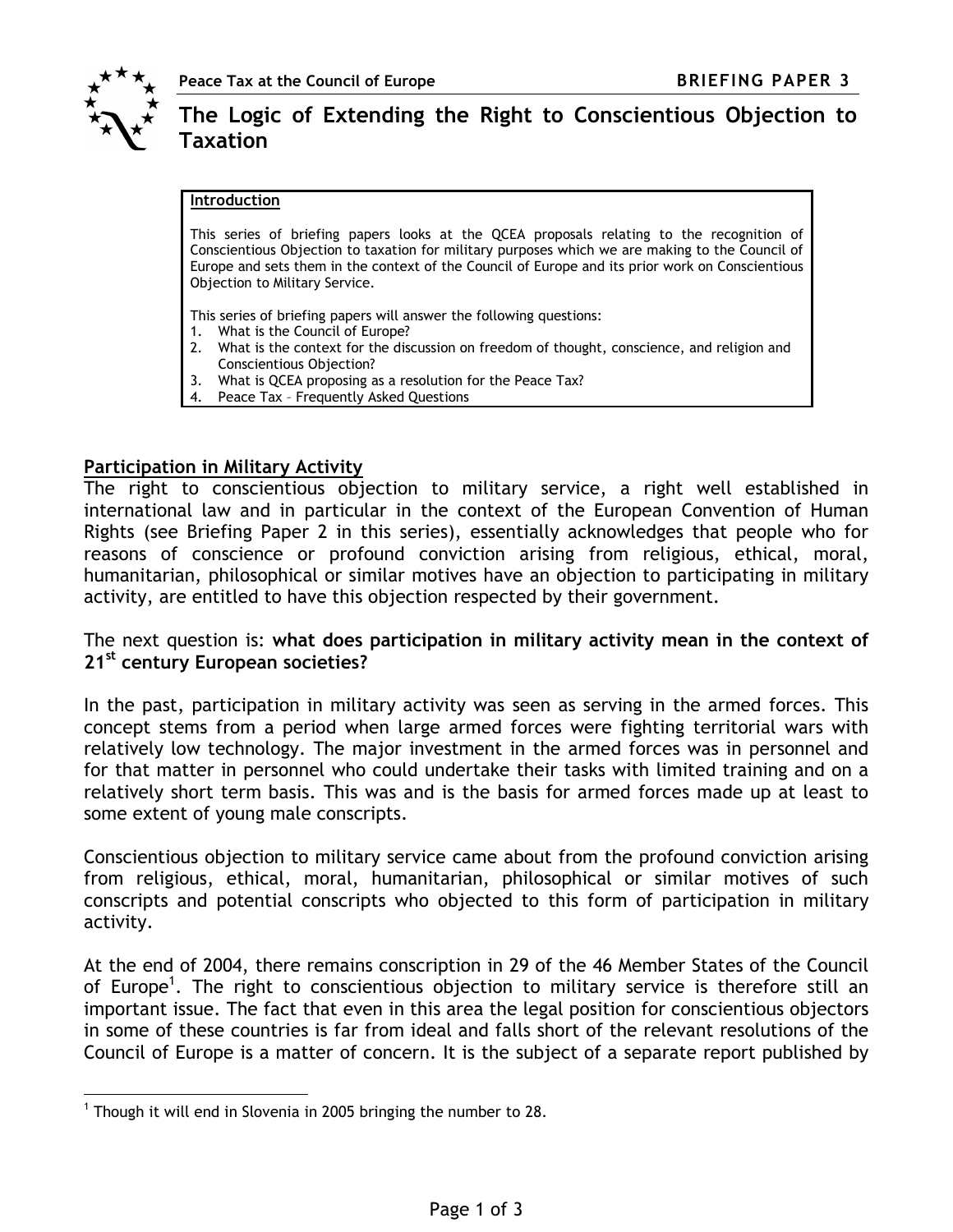Peace Tax at the Council of Europe **BRIEFING PAPER 3**

# The Logic of Extending the Right to Conscientious Objection to Taxation

> **Introduction**
>
> This series of briefing papers looks at the QCEA proposals relating to the recognition of Conscientious Objection to taxation for military purposes which we are making to the Council of Europe and sets them in the context of the Council of Europe and its prior work on Conscientious Objection to Military Service.
>
> This series of briefing papers will answer the following questions:
> 1. What is the Council of Europe?
> 2. What is the context for the discussion on freedom of thought, conscience, and religion and Conscientious Objection?
> 3. What is QCEA proposing as a resolution for the Peace Tax?
> 4. Peace Tax – Frequently Asked Questions

## Participation in Military Activity

The right to conscientious objection to military service, a right well established in international law and in particular in the context of the European Convention of Human Rights (see Briefing Paper 2 in this series), essentially acknowledges that people who for reasons of conscience or profound conviction arising from religious, ethical, moral, humanitarian, philosophical or similar motives have an objection to participating in military activity, are entitled to have this objection respected by their government.

The next question is: **what does participation in military activity mean in the context of 21st century European societies?**

In the past, participation in military activity was seen as serving in the armed forces. This concept stems from a period when large armed forces were fighting territorial wars with relatively low technology. The major investment in the armed forces was in personnel and for that matter in personnel who could undertake their tasks with limited training and on a relatively short term basis. This was and is the basis for armed forces made up at least to some extent of young male conscripts.

Conscientious objection to military service came about from the profound conviction arising from religious, ethical, moral, humanitarian, philosophical or similar motives of such conscripts and potential conscripts who objected to this form of participation in military activity.

At the end of 2004, there remains conscription in 29 of the 46 Member States of the Council of Europe[1]. The right to conscientious objection to military service is therefore still an important issue. The fact that even in this area the legal position for conscientious objectors in some of these countries is far from ideal and falls short of the relevant resolutions of the Council of Europe is a matter of concern. It is the subject of a separate report published by

---

[1] Though it will end in Slovenia in 2005 bringing the number to 28.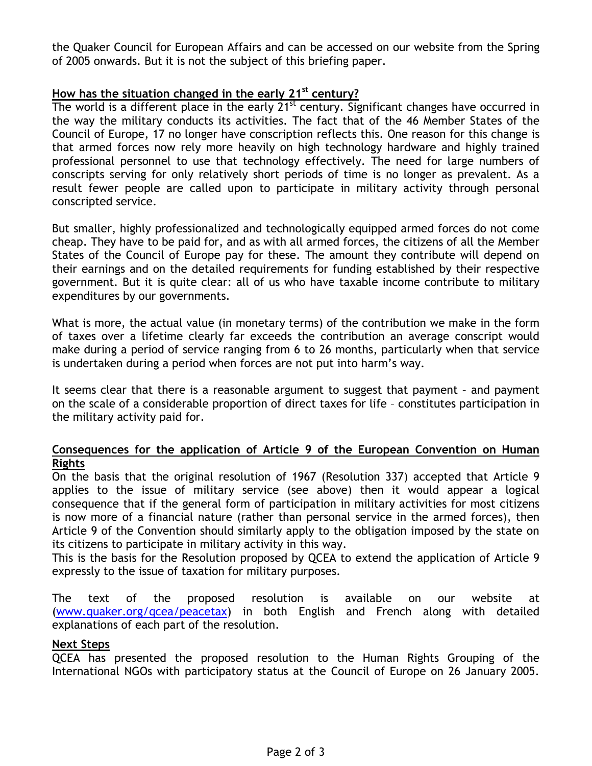the Quaker Council for European Affairs and can be accessed on our website from the Spring of 2005 onwards. But it is not the subject of this briefing paper.

## How has the situation changed in the early 21st century?

The world is a different place in the early 21st century. Significant changes have occurred in the way the military conducts its activities. The fact that of the 46 Member States of the Council of Europe, 17 no longer have conscription reflects this. One reason for this change is that armed forces now rely more heavily on high technology hardware and highly trained professional personnel to use that technology effectively. The need for large numbers of conscripts serving for only relatively short periods of time is no longer as prevalent. As a result fewer people are called upon to participate in military activity through personal conscripted service.

But smaller, highly professionalized and technologically equipped armed forces do not come cheap. They have to be paid for, and as with all armed forces, the citizens of all the Member States of the Council of Europe pay for these. The amount they contribute will depend on their earnings and on the detailed requirements for funding established by their respective government. But it is quite clear: all of us who have taxable income contribute to military expenditures by our governments.

What is more, the actual value (in monetary terms) of the contribution we make in the form of taxes over a lifetime clearly far exceeds the contribution an average conscript would make during a period of service ranging from 6 to 26 months, particularly when that service is undertaken during a period when forces are not put into harm's way.

It seems clear that there is a reasonable argument to suggest that payment – and payment on the scale of a considerable proportion of direct taxes for life – constitutes participation in the military activity paid for.

## Consequences for the application of Article 9 of the European Convention on Human Rights

On the basis that the original resolution of 1967 (Resolution 337) accepted that Article 9 applies to the issue of military service (see above) then it would appear a logical consequence that if the general form of participation in military activities for most citizens is now more of a financial nature (rather than personal service in the armed forces), then Article 9 of the Convention should similarly apply to the obligation imposed by the state on its citizens to participate in military activity in this way.
This is the basis for the Resolution proposed by QCEA to extend the application of Article 9 expressly to the issue of taxation for military purposes.

The text of the proposed resolution is available on our website at ([www.quaker.org/qcea/peacetax](http://www.quaker.org/qcea/peacetax)) in both English and French along with detailed explanations of each part of the resolution.

## Next Steps

QCEA has presented the proposed resolution to the Human Rights Grouping of the International NGOs with participatory status at the Council of Europe on 26 January 2005.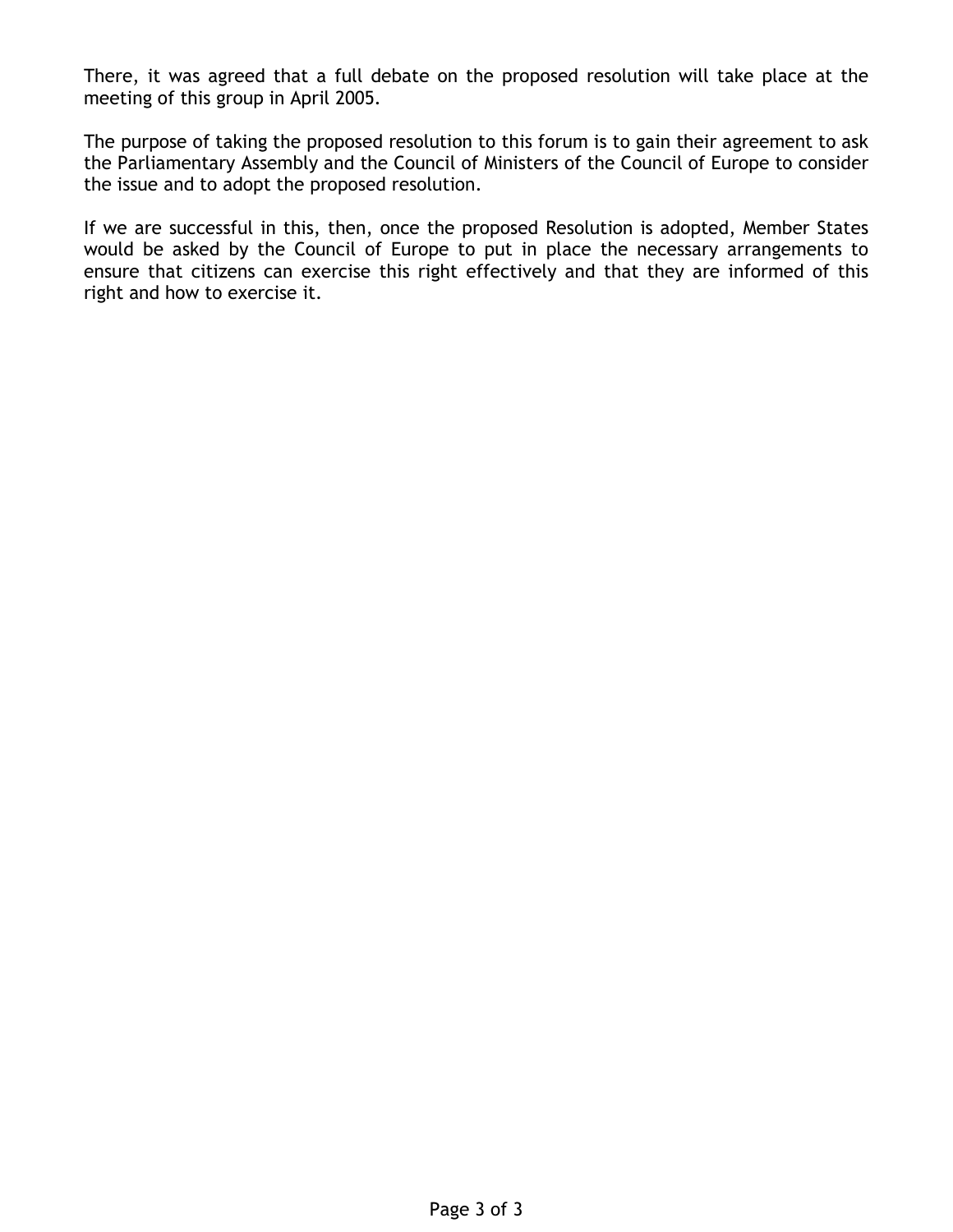There, it was agreed that a full debate on the proposed resolution will take place at the meeting of this group in April 2005.

The purpose of taking the proposed resolution to this forum is to gain their agreement to ask the Parliamentary Assembly and the Council of Ministers of the Council of Europe to consider the issue and to adopt the proposed resolution.

If we are successful in this, then, once the proposed Resolution is adopted, Member States would be asked by the Council of Europe to put in place the necessary arrangements to ensure that citizens can exercise this right effectively and that they are informed of this right and how to exercise it.